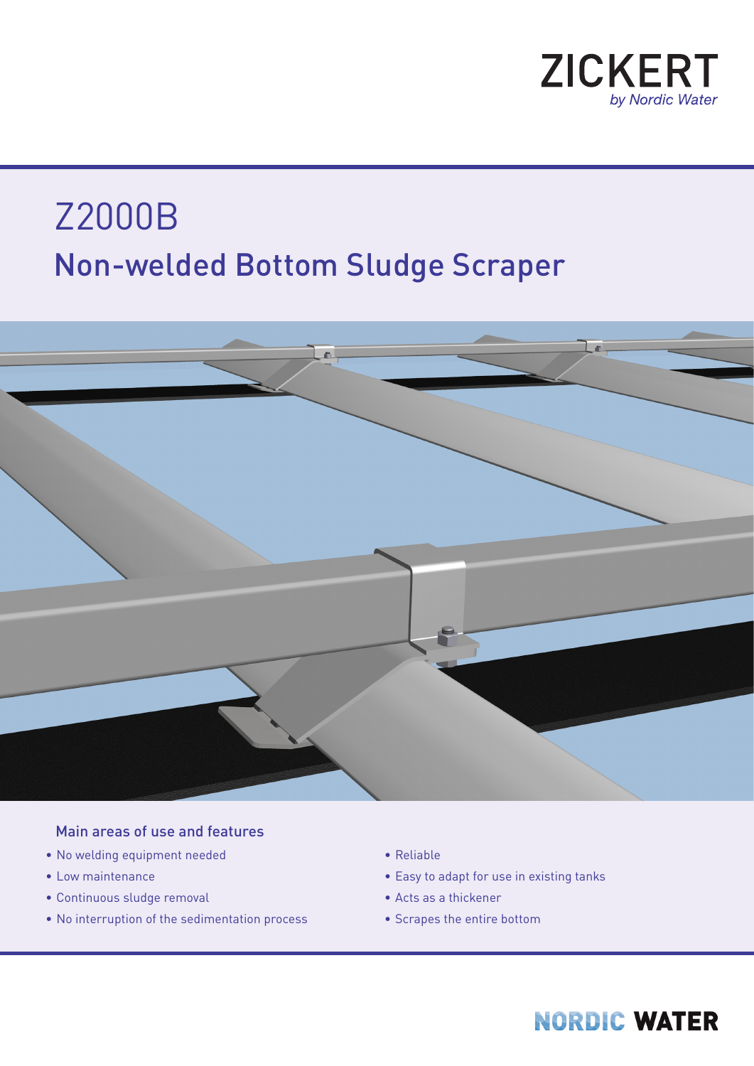ZICKERT
*by Nordic Water*

# Z2000B

## Non-welded Bottom Sludge Scraper

### Main areas of use and features

- No welding equipment needed
- Low maintenance
- Continuous sludge removal
- No interruption of the sedimentation process
- Reliable
- Easy to adapt for use in existing tanks
- Acts as a thickener
- Scrapes the entire bottom

NORDIC WATER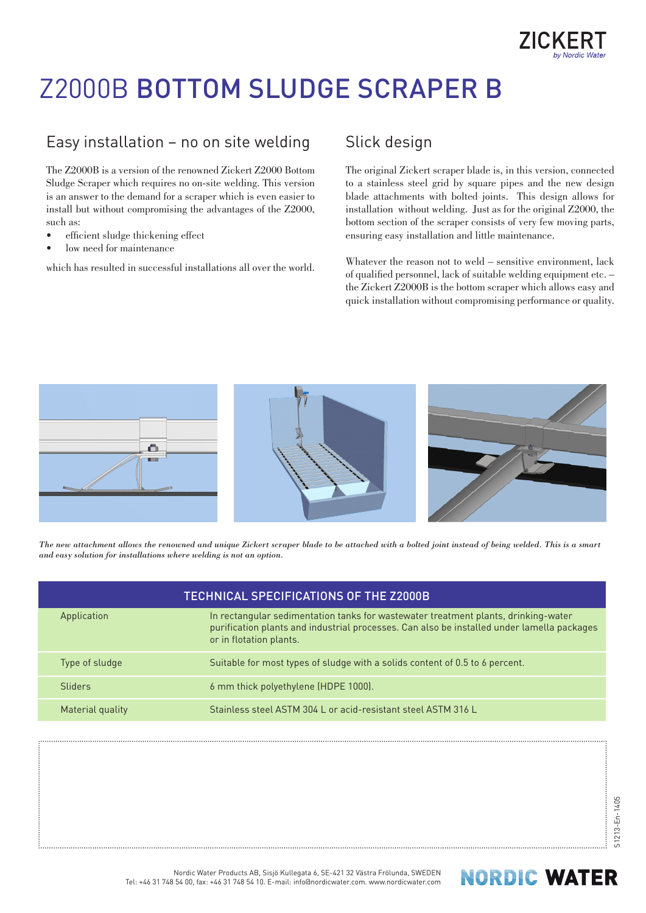ZICKERT
*by Nordic Water*

# Z2000B BOTTOM SLUDGE SCRAPER B

## Easy installation – no on site welding

The Z2000B is a version of the renowned Zickert Z2000 Bottom Sludge Scraper which requires no on-site welding. This version is an answer to the demand for a scraper which is even easier to install but without compromising the advantages of the Z2000, such as:

- efficient sludge thickening effect
- low need for maintenance

which has resulted in successful installations all over the world.

## Slick design

The original Zickert scraper blade is, in this version, connected to a stainless steel grid by square pipes and the new design blade attachments with bolted joints. This design allows for installation without welding. Just as for the original Z2000, the bottom section of the scraper consists of very few moving parts, ensuring easy installation and little maintenance.

Whatever the reason not to weld – sensitive environment, lack of qualified personnel, lack of suitable welding equipment etc. – the Zickert Z2000B is the bottom scraper which allows easy and quick installation without compromising performance or quality.

*The new attachment allows the renowned and unique Zickert scraper blade to be attached with a bolted joint instead of being welded. This is a smart and easy solution for installations where welding is not an option.*

| TECHNICAL SPECIFICATIONS OF THE Z2000B | |
|---|---|
| Application | In rectangular sedimentation tanks for wastewater treatment plants, drinking-water purification plants and industrial processes. Can also be installed under lamella packages or in flotation plants. |
| Type of sludge | Suitable for most types of sludge with a solids content of 0.5 to 6 percent. |
| Sliders | 6 mm thick polyethylene (HDPE 1000). |
| Material quality | Stainless steel ASTM 304 L or acid-resistant steel ASTM 316 L |

S1213-En-1405

Nordic Water Products AB, Sisjö Kullegata 6, SE-421 32 Västra Frölunda, SWEDEN
Tel: +46 31 748 54 00, fax: +46 31 748 54 10. E-mail: info@nordicwater.com. www.nordicwater.com

NORDIC WATER